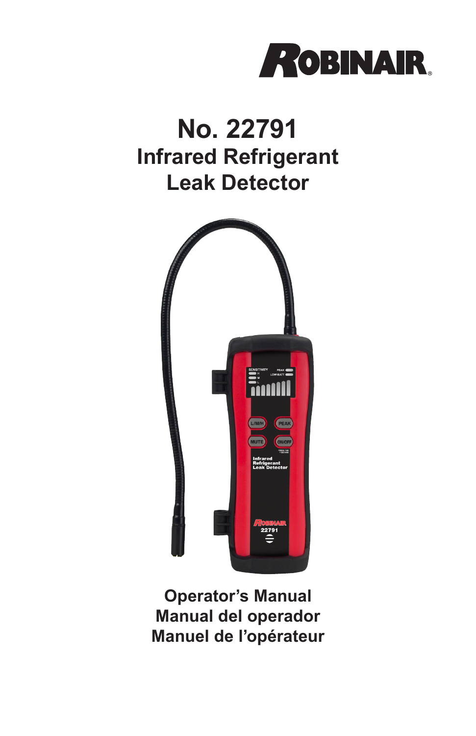ROBINAIR®

# No. 22791
## Infrared Refrigerant Leak Detector

**Operator's Manual**
**Manual del operador**
**Manuel de l'opérateur**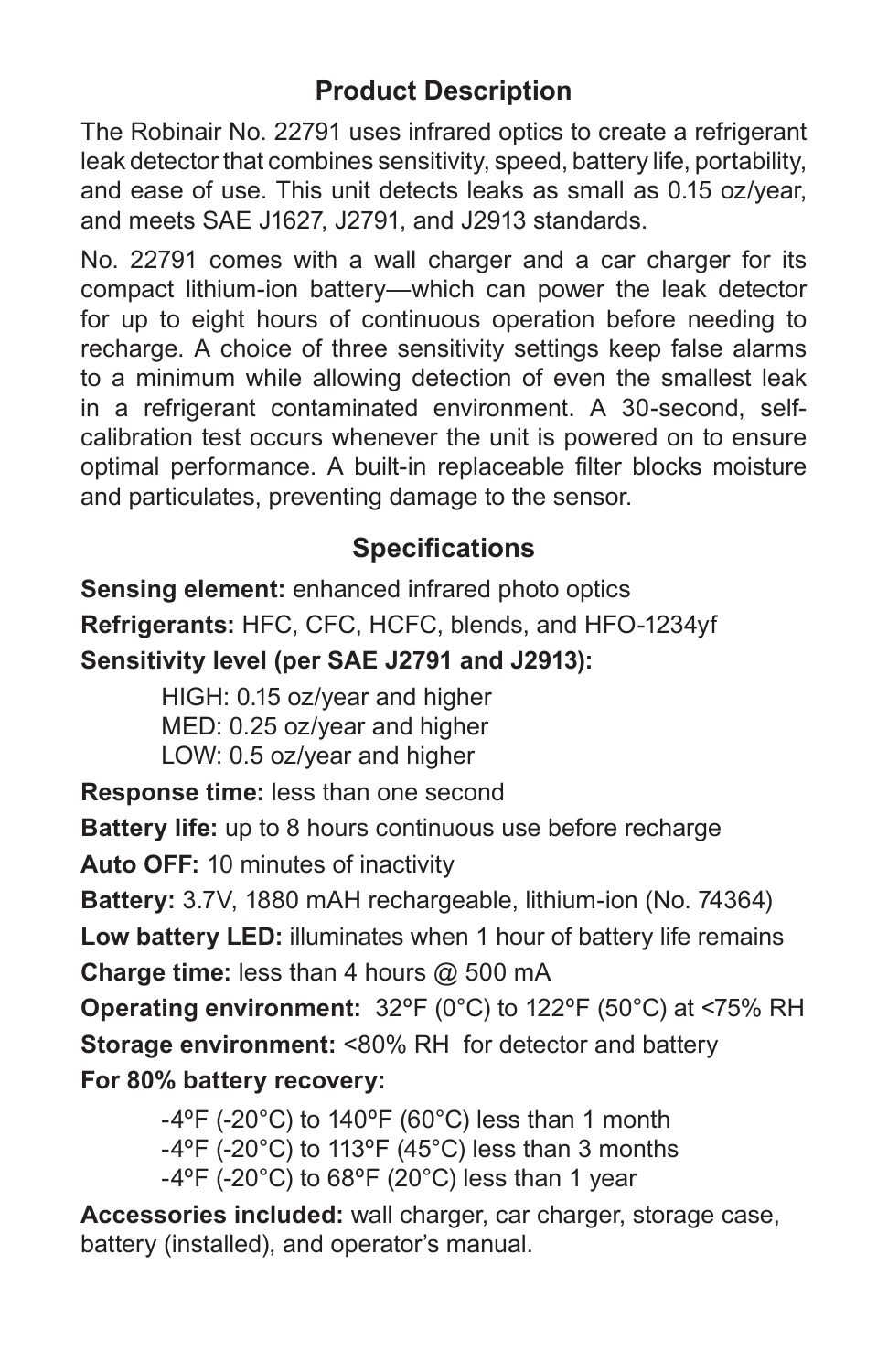## Product Description

The Robinair No. 22791 uses infrared optics to create a refrigerant leak detector that combines sensitivity, speed, battery life, portability, and ease of use. This unit detects leaks as small as 0.15 oz/year, and meets SAE J1627, J2791, and J2913 standards.

No. 22791 comes with a wall charger and a car charger for its compact lithium-ion battery—which can power the leak detector for up to eight hours of continuous operation before needing to recharge. A choice of three sensitivity settings keep false alarms to a minimum while allowing detection of even the smallest leak in a refrigerant contaminated environment. A 30-second, self-calibration test occurs whenever the unit is powered on to ensure optimal performance. A built-in replaceable filter blocks moisture and particulates, preventing damage to the sensor.

## Specifications

**Sensing element:** enhanced infrared photo optics

**Refrigerants:** HFC, CFC, HCFC, blends, and HFO-1234yf

**Sensitivity level (per SAE J2791 and J2913):**

HIGH: 0.15 oz/year and higher
MED: 0.25 oz/year and higher
LOW: 0.5 oz/year and higher

**Response time:** less than one second

**Battery life:** up to 8 hours continuous use before recharge

**Auto OFF:** 10 minutes of inactivity

**Battery:** 3.7V, 1880 mAH rechargeable, lithium-ion (No. 74364)

**Low battery LED:** illuminates when 1 hour of battery life remains

**Charge time:** less than 4 hours @ 500 mA

**Operating environment:** 32ºF (0°C) to 122ºF (50°C) at <75% RH

**Storage environment:** <80% RH for detector and battery

**For 80% battery recovery:**

-4ºF (-20°C) to 140ºF (60°C) less than 1 month
-4ºF (-20°C) to 113ºF (45°C) less than 3 months
-4ºF (-20°C) to 68ºF (20°C) less than 1 year

**Accessories included:** wall charger, car charger, storage case, battery (installed), and operator's manual.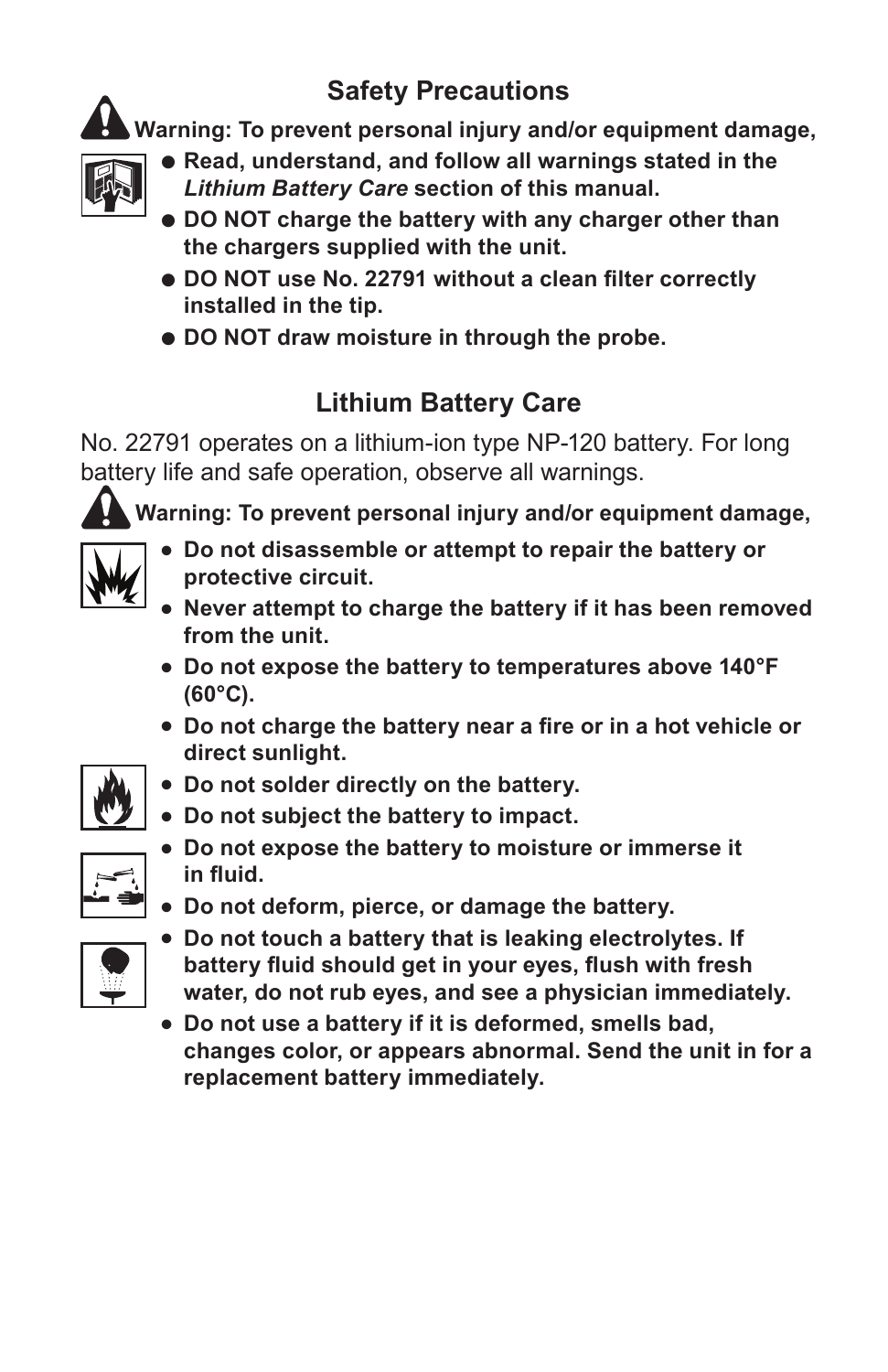## Safety Precautions

**Warning: To prevent personal injury and/or equipment damage,**

- **Read, understand, and follow all warnings stated in the *Lithium Battery Care* section of this manual.**
- **DO NOT charge the battery with any charger other than the chargers supplied with the unit.**
- **DO NOT use No. 22791 without a clean filter correctly installed in the tip.**
- **DO NOT draw moisture in through the probe.**

## Lithium Battery Care

No. 22791 operates on a lithium-ion type NP-120 battery. For long battery life and safe operation, observe all warnings.

**Warning: To prevent personal injury and/or equipment damage,**

- **Do not disassemble or attempt to repair the battery or protective circuit.**
- **Never attempt to charge the battery if it has been removed from the unit.**
- **Do not expose the battery to temperatures above 140°F (60°C).**
- **Do not charge the battery near a fire or in a hot vehicle or direct sunlight.**
- **Do not solder directly on the battery.**
- **Do not subject the battery to impact.**
- **Do not expose the battery to moisture or immerse it in fluid.**
- **Do not deform, pierce, or damage the battery.**
- **Do not touch a battery that is leaking electrolytes. If battery fluid should get in your eyes, flush with fresh water, do not rub eyes, and see a physician immediately.**
- **Do not use a battery if it is deformed, smells bad, changes color, or appears abnormal. Send the unit in for a replacement battery immediately.**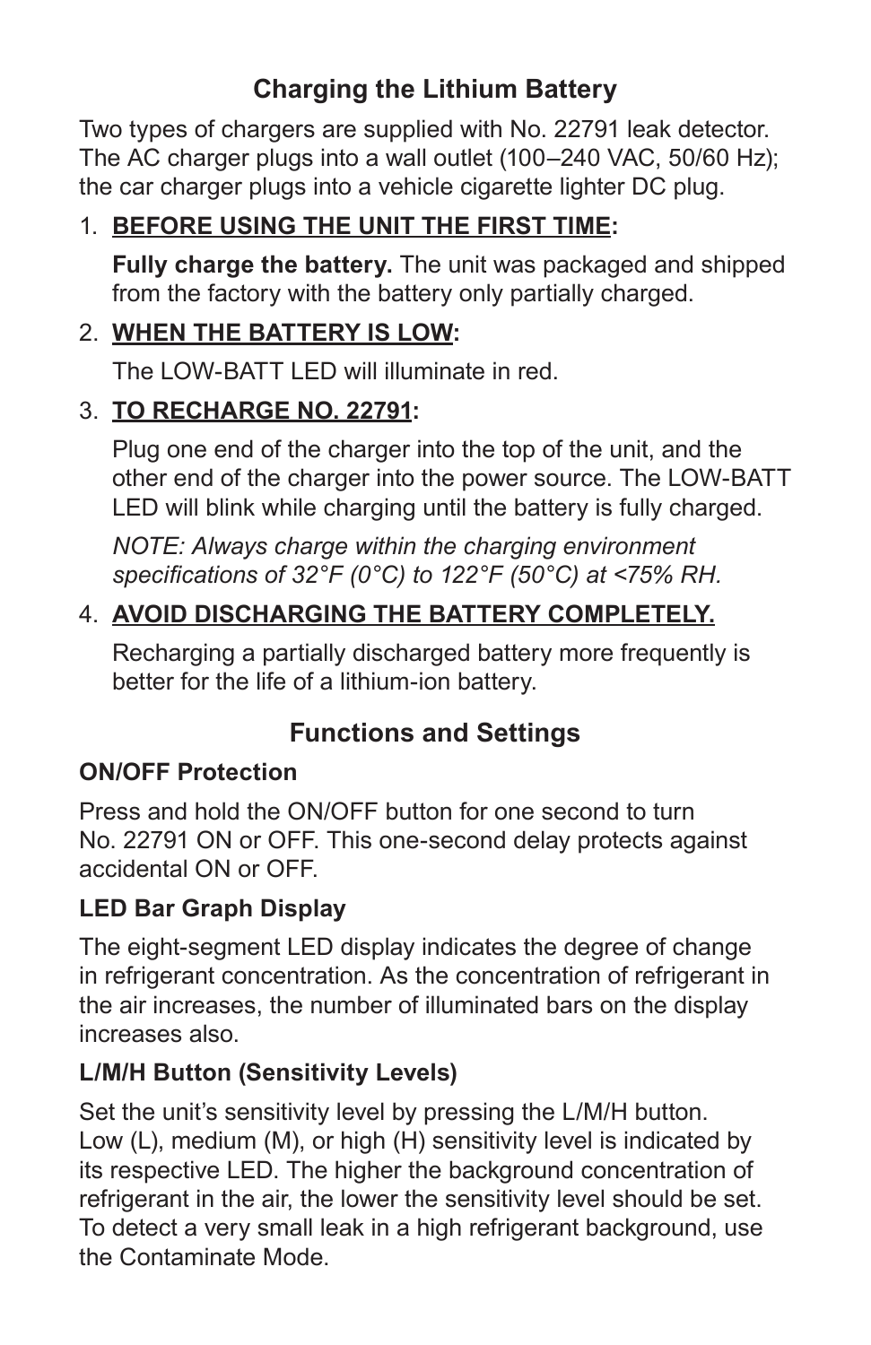## Charging the Lithium Battery

Two types of chargers are supplied with No. 22791 leak detector. The AC charger plugs into a wall outlet (100–240 VAC, 50/60 Hz); the car charger plugs into a vehicle cigarette lighter DC plug.

1. **BEFORE USING THE UNIT THE FIRST TIME:**

   **Fully charge the battery.** The unit was packaged and shipped from the factory with the battery only partially charged.

2. **WHEN THE BATTERY IS LOW:**

   The LOW-BATT LED will illuminate in red.

3. **TO RECHARGE NO. 22791:**

   Plug one end of the charger into the top of the unit, and the other end of the charger into the power source. The LOW-BATT LED will blink while charging until the battery is fully charged.

   *NOTE: Always charge within the charging environment specifications of 32°F (0°C) to 122°F (50°C) at <75% RH.*

4. **AVOID DISCHARGING THE BATTERY COMPLETELY.**

   Recharging a partially discharged battery more frequently is better for the life of a lithium-ion battery.

## Functions and Settings

### ON/OFF Protection

Press and hold the ON/OFF button for one second to turn No. 22791 ON or OFF. This one-second delay protects against accidental ON or OFF.

### LED Bar Graph Display

The eight-segment LED display indicates the degree of change in refrigerant concentration. As the concentration of refrigerant in the air increases, the number of illuminated bars on the display increases also.

### L/M/H Button (Sensitivity Levels)

Set the unit's sensitivity level by pressing the L/M/H button. Low (L), medium (M), or high (H) sensitivity level is indicated by its respective LED. The higher the background concentration of refrigerant in the air, the lower the sensitivity level should be set. To detect a very small leak in a high refrigerant background, use the Contaminate Mode.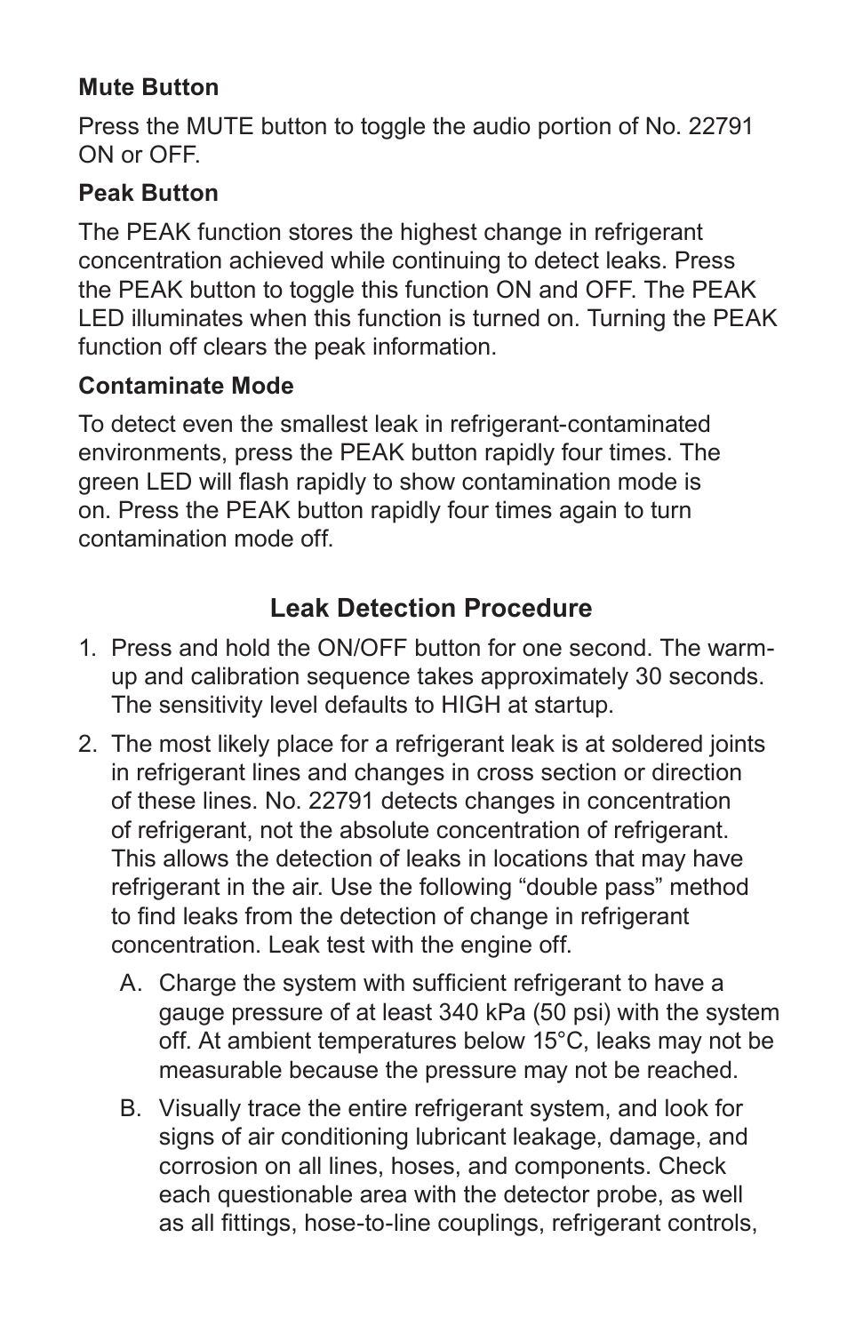**Mute Button**

Press the MUTE button to toggle the audio portion of No. 22791 ON or OFF.

**Peak Button**

The PEAK function stores the highest change in refrigerant concentration achieved while continuing to detect leaks. Press the PEAK button to toggle this function ON and OFF. The PEAK LED illuminates when this function is turned on. Turning the PEAK function off clears the peak information.

**Contaminate Mode**

To detect even the smallest leak in refrigerant-contaminated environments, press the PEAK button rapidly four times. The green LED will flash rapidly to show contamination mode is on. Press the PEAK button rapidly four times again to turn contamination mode off.

## Leak Detection Procedure

1. Press and hold the ON/OFF button for one second. The warm-up and calibration sequence takes approximately 30 seconds. The sensitivity level defaults to HIGH at startup.
2. The most likely place for a refrigerant leak is at soldered joints in refrigerant lines and changes in cross section or direction of these lines. No. 22791 detects changes in concentration of refrigerant, not the absolute concentration of refrigerant. This allows the detection of leaks in locations that may have refrigerant in the air. Use the following "double pass" method to find leaks from the detection of change in refrigerant concentration. Leak test with the engine off.
   A. Charge the system with sufficient refrigerant to have a gauge pressure of at least 340 kPa (50 psi) with the system off. At ambient temperatures below 15°C, leaks may not be measurable because the pressure may not be reached.
   
   B. Visually trace the entire refrigerant system, and look for signs of air conditioning lubricant leakage, damage, and corrosion on all lines, hoses, and components. Check each questionable area with the detector probe, as well as all fittings, hose-to-line couplings, refrigerant controls,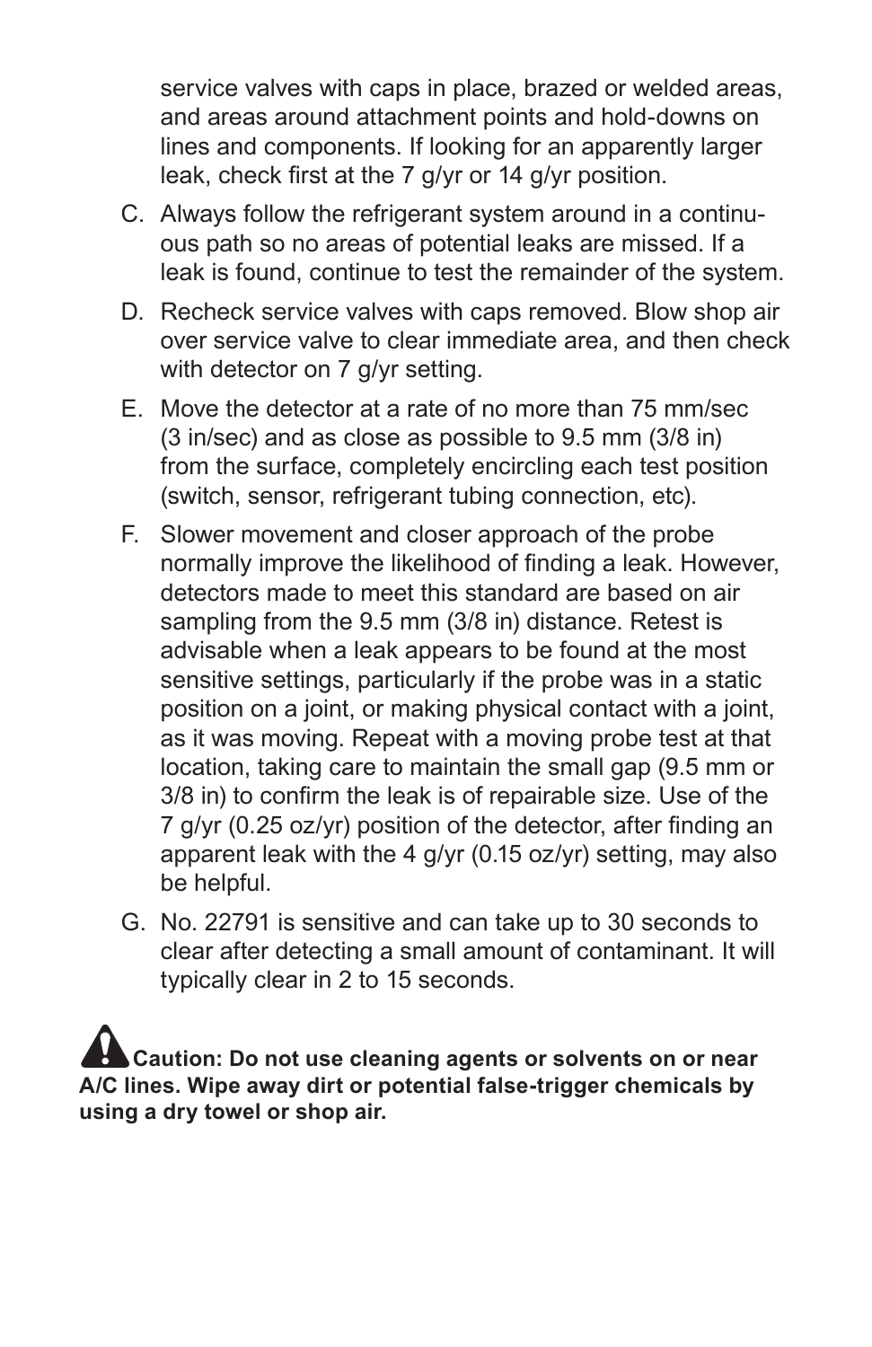service valves with caps in place, brazed or welded areas, and areas around attachment points and hold-downs on lines and components. If looking for an apparently larger leak, check first at the 7 g/yr or 14 g/yr position.

C. Always follow the refrigerant system around in a continuous path so no areas of potential leaks are missed. If a leak is found, continue to test the remainder of the system.

D. Recheck service valves with caps removed. Blow shop air over service valve to clear immediate area, and then check with detector on 7 g/yr setting.

E. Move the detector at a rate of no more than 75 mm/sec (3 in/sec) and as close as possible to 9.5 mm (3/8 in) from the surface, completely encircling each test position (switch, sensor, refrigerant tubing connection, etc).

F. Slower movement and closer approach of the probe normally improve the likelihood of finding a leak. However, detectors made to meet this standard are based on air sampling from the 9.5 mm (3/8 in) distance. Retest is advisable when a leak appears to be found at the most sensitive settings, particularly if the probe was in a static position on a joint, or making physical contact with a joint, as it was moving. Repeat with a moving probe test at that location, taking care to maintain the small gap (9.5 mm or 3/8 in) to confirm the leak is of repairable size. Use of the 7 g/yr (0.25 oz/yr) position of the detector, after finding an apparent leak with the 4 g/yr (0.15 oz/yr) setting, may also be helpful.

G. No. 22791 is sensitive and can take up to 30 seconds to clear after detecting a small amount of contaminant. It will typically clear in 2 to 15 seconds.

**Caution: Do not use cleaning agents or solvents on or near A/C lines. Wipe away dirt or potential false-trigger chemicals by using a dry towel or shop air.**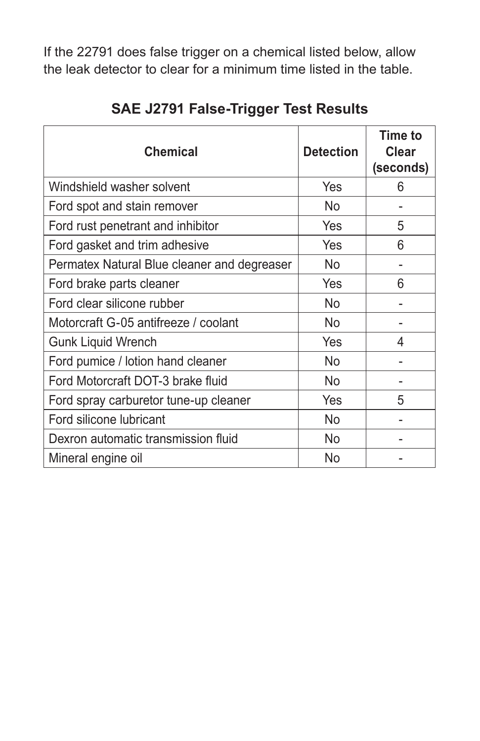If the 22791 does false trigger on a chemical listed below, allow the leak detector to clear for a minimum time listed in the table.

## SAE J2791 False-Trigger Test Results

| Chemical | Detection | Time to Clear (seconds) |
|---|---|---|
| Windshield washer solvent | Yes | 6 |
| Ford spot and stain remover | No | - |
| Ford rust penetrant and inhibitor | Yes | 5 |
| Ford gasket and trim adhesive | Yes | 6 |
| Permatex Natural Blue cleaner and degreaser | No | - |
| Ford brake parts cleaner | Yes | 6 |
| Ford clear silicone rubber | No | - |
| Motorcraft G-05 antifreeze / coolant | No | - |
| Gunk Liquid Wrench | Yes | 4 |
| Ford pumice / lotion hand cleaner | No | - |
| Ford Motorcraft DOT-3 brake fluid | No | - |
| Ford spray carburetor tune-up cleaner | Yes | 5 |
| Ford silicone lubricant | No | - |
| Dexron automatic transmission fluid | No | - |
| Mineral engine oil | No | - |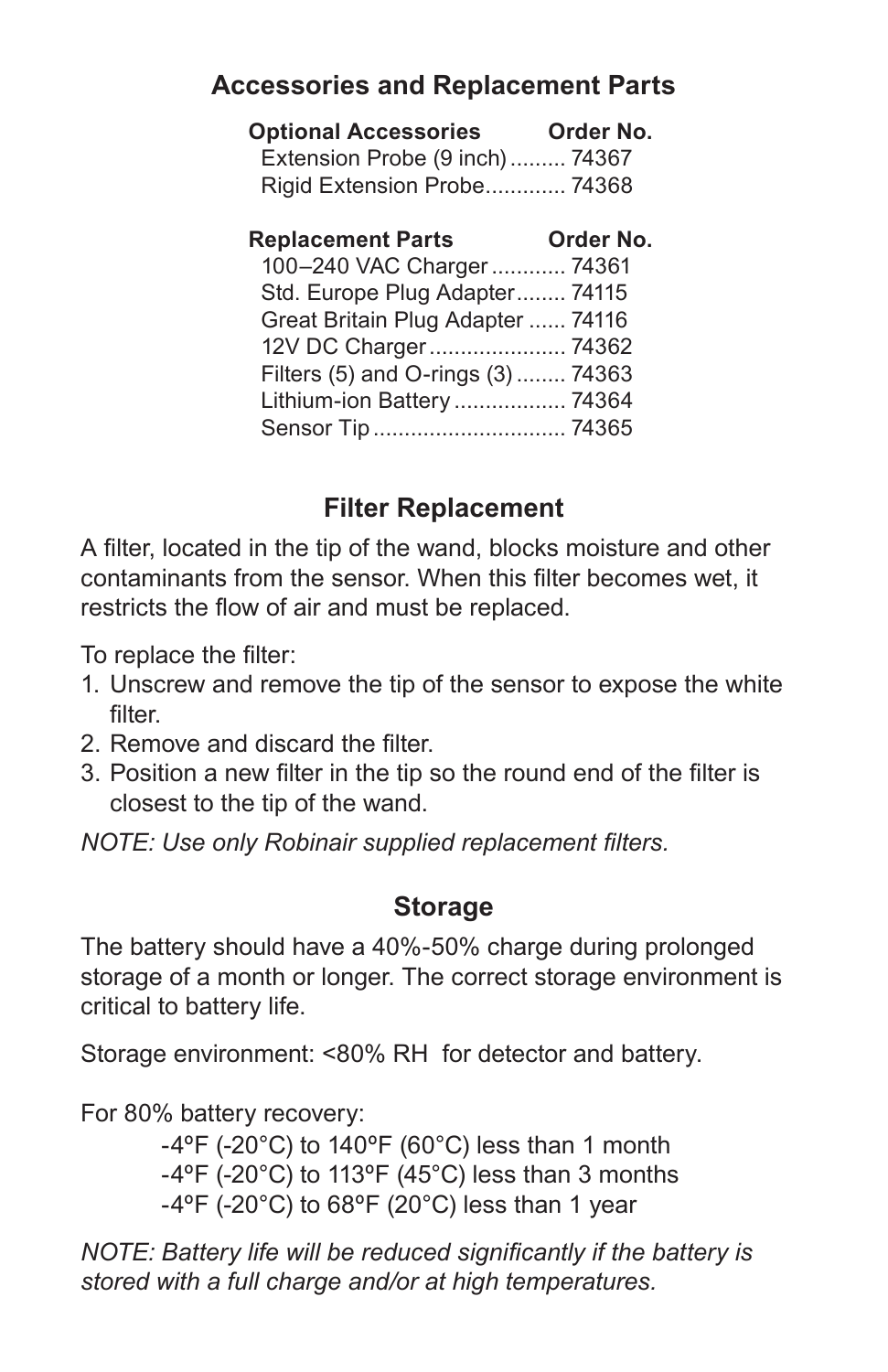## Accessories and Replacement Parts

| Optional Accessories | Order No. |
|---|---|
| Extension Probe (9 inch) | 74367 |
| Rigid Extension Probe | 74368 |

| Replacement Parts | Order No. |
|---|---|
| 100–240 VAC Charger | 74361 |
| Std. Europe Plug Adapter | 74115 |
| Great Britain Plug Adapter | 74116 |
| 12V DC Charger | 74362 |
| Filters (5) and O-rings (3) | 74363 |
| Lithium-ion Battery | 74364 |
| Sensor Tip | 74365 |

## Filter Replacement

A filter, located in the tip of the wand, blocks moisture and other contaminants from the sensor. When this filter becomes wet, it restricts the flow of air and must be replaced.

To replace the filter:

1. Unscrew and remove the tip of the sensor to expose the white filter.
2. Remove and discard the filter.
3. Position a new filter in the tip so the round end of the filter is closest to the tip of the wand.

*NOTE: Use only Robinair supplied replacement filters.*

## Storage

The battery should have a 40%-50% charge during prolonged storage of a month or longer. The correct storage environment is critical to battery life.

Storage environment: <80% RH for detector and battery.

For 80% battery recovery:

-4ºF (-20°C) to 140ºF (60°C) less than 1 month
-4ºF (-20°C) to 113ºF (45°C) less than 3 months
-4ºF (-20°C) to 68ºF (20°C) less than 1 year

*NOTE: Battery life will be reduced significantly if the battery is stored with a full charge and/or at high temperatures.*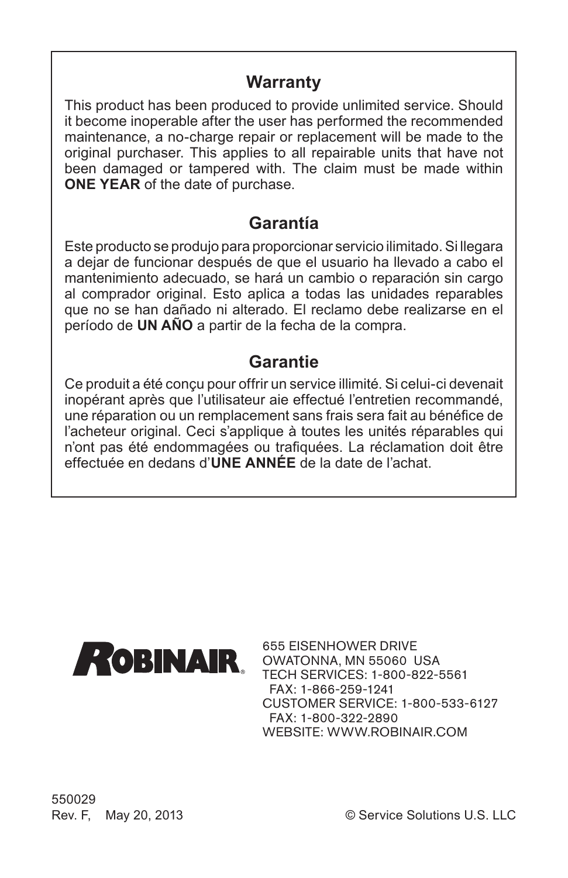## Warranty

This product has been produced to provide unlimited service. Should it become inoperable after the user has performed the recommended maintenance, a no-charge repair or replacement will be made to the original purchaser. This applies to all repairable units that have not been damaged or tampered with. The claim must be made within **ONE YEAR** of the date of purchase.

## Garantía

Este producto se produjo para proporcionar servicio ilimitado. Si llegara a dejar de funcionar después de que el usuario ha llevado a cabo el mantenimiento adecuado, se hará un cambio o reparación sin cargo al comprador original. Esto aplica a todas las unidades reparables que no se han dañado ni alterado. El reclamo debe realizarse en el período de **UN AÑO** a partir de la fecha de la compra.

## Garantie

Ce produit a été conçu pour offrir un service illimité. Si celui-ci devenait inopérant après que l'utilisateur aie effectué l'entretien recommandé, une réparation ou un remplacement sans frais sera fait au bénéfice de l'acheteur original. Ceci s'applique à toutes les unités réparables qui n'ont pas été endommagées ou trafiquées. La réclamation doit être effectuée en dedans d'**UNE ANNÉE** de la date de l'achat.

ROBINAIR®

655 EISENHOWER DRIVE
OWATONNA, MN 55060 USA
TECH SERVICES: 1-800-822-5561
FAX: 1-866-259-1241
CUSTOMER SERVICE: 1-800-533-6127
FAX: 1-800-322-2890
WEBSITE: WWW.ROBINAIR.COM

550029
Rev. F, May 20, 2013

© Service Solutions U.S. LLC